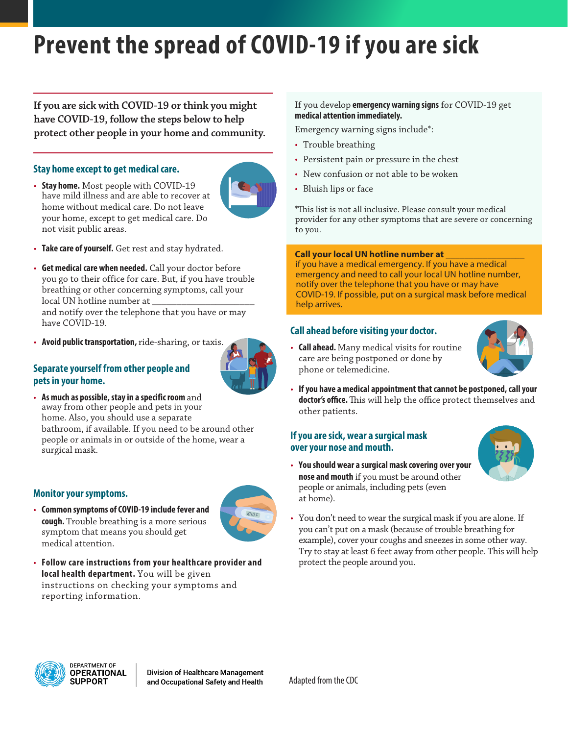# Prevent the spread of COVID-19 if you are sick

**If you are sick with COVID-19 or think you might have COVID-19, follow the steps below to help protect other people in your home and community.**

## Stay home except to get medical care.

- **Stay home.** Most people with COVID-19 have mild illness and are able to recover at home without medical care. Do not leave your home, except to get medical care. Do not visit public areas.
- **Take care of yourself.** Get rest and stay hydrated.
- **Get medical care when needed.** Call your doctor before you go to their office for care. But, if you have trouble breathing or other concerning symptoms, call your local UN hotline number at ____________________ and notify over the telephone that you have or may have COVID-19.
- **Avoid public transportation,** ride-sharing, or taxis.

## Separate yourself from other people and pets in your home.

- **As much as possible, stay in a specific room** and away from other people and pets in your home. Also, you should use a separate bathroom, if available. If you need to be around other people or animals in or outside of the home, wear a surgical mask.

## Monitor your symptoms.

- **Common symptoms of COVID-19 include fever and cough.** Trouble breathing is a more serious symptom that means you should get medical attention.
- **Follow care instructions from your healthcare provider and local health department.** You will be given instructions on checking your symptoms and reporting information.

If you develop **emergency warning signs** for COVID-19 get **medical attention immediately.**

Emergency warning signs include*:

- Trouble breathing
- Persistent pain or pressure in the chest
- New confusion or not able to be woken
- Bluish lips or face

*This list is not all inclusive. Please consult your medical provider for any other symptoms that are severe or concerning to you.

**Call your local UN hotline number at ________________**
if you have a medical emergency. If you have a medical emergency and need to call your local UN hotline number, notify over the telephone that you have or may have COVID-19. If possible, put on a surgical mask before medical help arrives.

## Call ahead before visiting your doctor.

- **Call ahead.** Many medical visits for routine care are being postponed or done by phone or telemedicine.
- **If you have a medical appointment that cannot be postponed, call your doctor's office.** This will help the office protect themselves and other patients.

## If you are sick, wear a surgical mask over your nose and mouth.

- **You should wear a surgical mask covering over your nose and mouth** if you must be around other people or animals, including pets (even at home).
- You don't need to wear the surgical mask if you are alone. If you can't put on a mask (because of trouble breathing for example), cover your coughs and sneezes in some other way. Try to stay at least 6 feet away from other people. This will help protect the people around you.

Department of Operational Support | Division of Healthcare Management and Occupational Safety and Health

Adapted from the CDC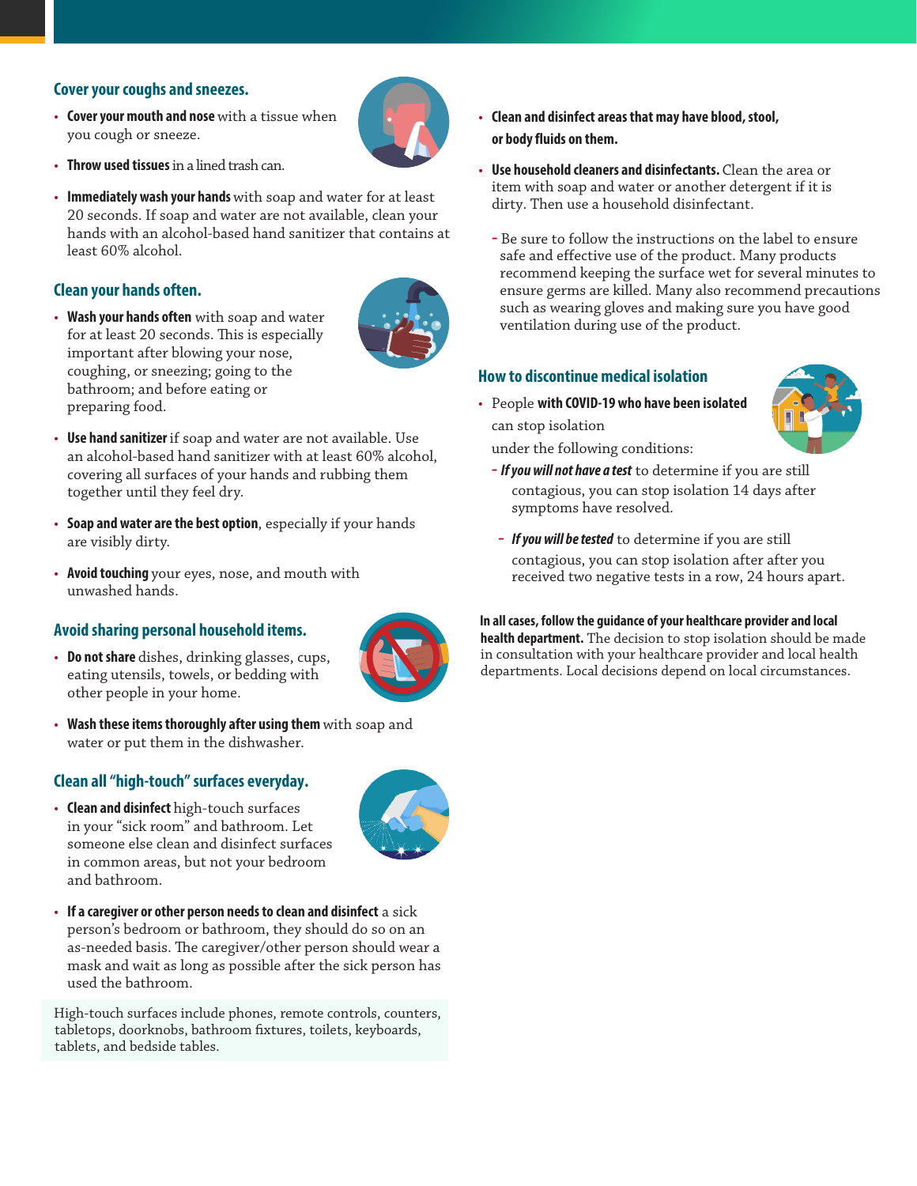## Cover your coughs and sneezes.

- **Cover your mouth and nose** with a tissue when you cough or sneeze.
- **Throw used tissues** in a lined trash can.
- **Immediately wash your hands** with soap and water for at least 20 seconds. If soap and water are not available, clean your hands with an alcohol-based hand sanitizer that contains at least 60% alcohol.

## Clean your hands often.

- **Wash your hands often** with soap and water for at least 20 seconds. This is especially important after blowing your nose, coughing, or sneezing; going to the bathroom; and before eating or preparing food.
- **Use hand sanitizer** if soap and water are not available. Use an alcohol-based hand sanitizer with at least 60% alcohol, covering all surfaces of your hands and rubbing them together until they feel dry.
- **Soap and water are the best option**, especially if your hands are visibly dirty.
- **Avoid touching** your eyes, nose, and mouth with unwashed hands.

## Avoid sharing personal household items.

- **Do not share** dishes, drinking glasses, cups, eating utensils, towels, or bedding with other people in your home.
- **Wash these items thoroughly after using them** with soap and water or put them in the dishwasher.

## Clean all "high-touch" surfaces everyday.

- **Clean and disinfect** high-touch surfaces in your "sick room" and bathroom. Let someone else clean and disinfect surfaces in common areas, but not your bedroom and bathroom.
- **If a caregiver or other person needs to clean and disinfect** a sick person's bedroom or bathroom, they should do so on an as-needed basis. The caregiver/other person should wear a mask and wait as long as possible after the sick person has used the bathroom.

High-touch surfaces include phones, remote controls, counters, tabletops, doorknobs, bathroom fixtures, toilets, keyboards, tablets, and bedside tables.

- **Clean and disinfect areas that may have blood, stool, or body fluids on them.**
- **Use household cleaners and disinfectants.** Clean the area or item with soap and water or another detergent if it is dirty. Then use a household disinfectant.
  - Be sure to follow the instructions on the label to ensure safe and effective use of the product. Many products recommend keeping the surface wet for several minutes to ensure germs are killed. Many also recommend precautions such as wearing gloves and making sure you have good ventilation during use of the product.

## How to discontinue medical isolation

- People **with COVID-19 who have been isolated** can stop isolation under the following conditions:
  - ***If you will not have a test*** to determine if you are still contagious, you can stop isolation 14 days after symptoms have resolved.
  - ***If you will be tested*** to determine if you are still contagious, you can stop isolation after after you received two negative tests in a row, 24 hours apart.

**In all cases, follow the guidance of your healthcare provider and local health department.** The decision to stop isolation should be made in consultation with your healthcare provider and local health departments. Local decisions depend on local circumstances.